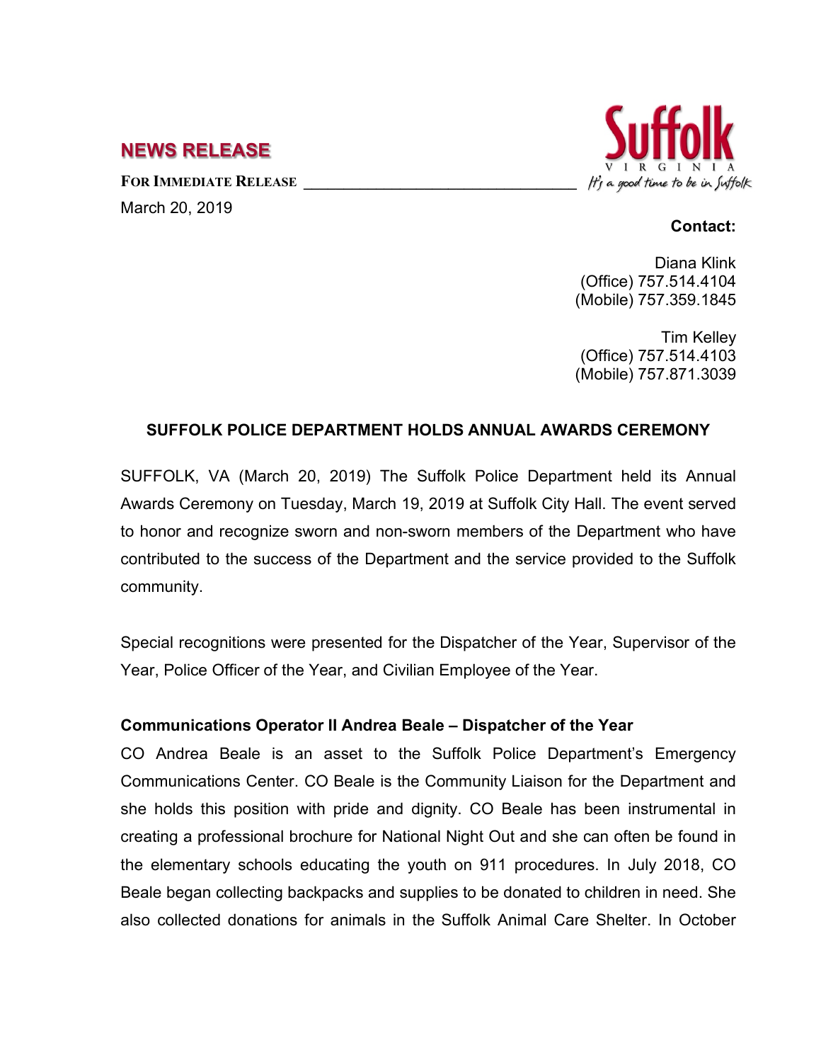## NEWS RELEASE

**FOR IMMEDIATE RELEASE**

March 20, 2019

Suffolk VIRGINIA
*It's a good time to be in Suffolk*

**Contact:**

Diana Klink
(Office) 757.514.4104
(Mobile) 757.359.1845

Tim Kelley
(Office) 757.514.4103
(Mobile) 757.871.3039

### SUFFOLK POLICE DEPARTMENT HOLDS ANNUAL AWARDS CEREMONY

SUFFOLK, VA (March 20, 2019) The Suffolk Police Department held its Annual Awards Ceremony on Tuesday, March 19, 2019 at Suffolk City Hall. The event served to honor and recognize sworn and non-sworn members of the Department who have contributed to the success of the Department and the service provided to the Suffolk community.

Special recognitions were presented for the Dispatcher of the Year, Supervisor of the Year, Police Officer of the Year, and Civilian Employee of the Year.

**Communications Operator II Andrea Beale – Dispatcher of the Year**

CO Andrea Beale is an asset to the Suffolk Police Department's Emergency Communications Center. CO Beale is the Community Liaison for the Department and she holds this position with pride and dignity. CO Beale has been instrumental in creating a professional brochure for National Night Out and she can often be found in the elementary schools educating the youth on 911 procedures. In July 2018, CO Beale began collecting backpacks and supplies to be donated to children in need. She also collected donations for animals in the Suffolk Animal Care Shelter. In October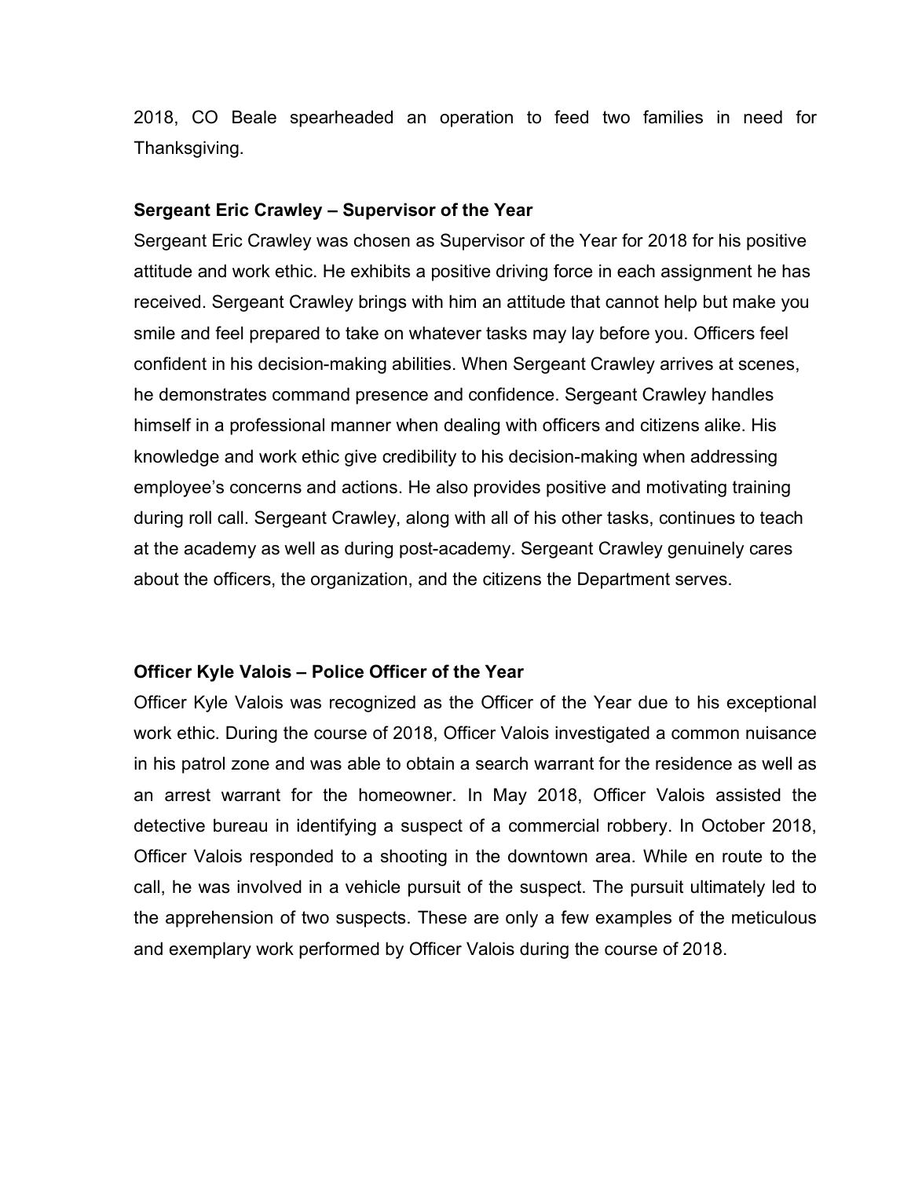2018, CO Beale spearheaded an operation to feed two families in need for Thanksgiving.

**Sergeant Eric Crawley – Supervisor of the Year**

Sergeant Eric Crawley was chosen as Supervisor of the Year for 2018 for his positive attitude and work ethic. He exhibits a positive driving force in each assignment he has received. Sergeant Crawley brings with him an attitude that cannot help but make you smile and feel prepared to take on whatever tasks may lay before you. Officers feel confident in his decision-making abilities. When Sergeant Crawley arrives at scenes, he demonstrates command presence and confidence. Sergeant Crawley handles himself in a professional manner when dealing with officers and citizens alike. His knowledge and work ethic give credibility to his decision-making when addressing employee's concerns and actions. He also provides positive and motivating training during roll call. Sergeant Crawley, along with all of his other tasks, continues to teach at the academy as well as during post-academy. Sergeant Crawley genuinely cares about the officers, the organization, and the citizens the Department serves.

**Officer Kyle Valois – Police Officer of the Year**

Officer Kyle Valois was recognized as the Officer of the Year due to his exceptional work ethic. During the course of 2018, Officer Valois investigated a common nuisance in his patrol zone and was able to obtain a search warrant for the residence as well as an arrest warrant for the homeowner. In May 2018, Officer Valois assisted the detective bureau in identifying a suspect of a commercial robbery. In October 2018, Officer Valois responded to a shooting in the downtown area. While en route to the call, he was involved in a vehicle pursuit of the suspect. The pursuit ultimately led to the apprehension of two suspects. These are only a few examples of the meticulous and exemplary work performed by Officer Valois during the course of 2018.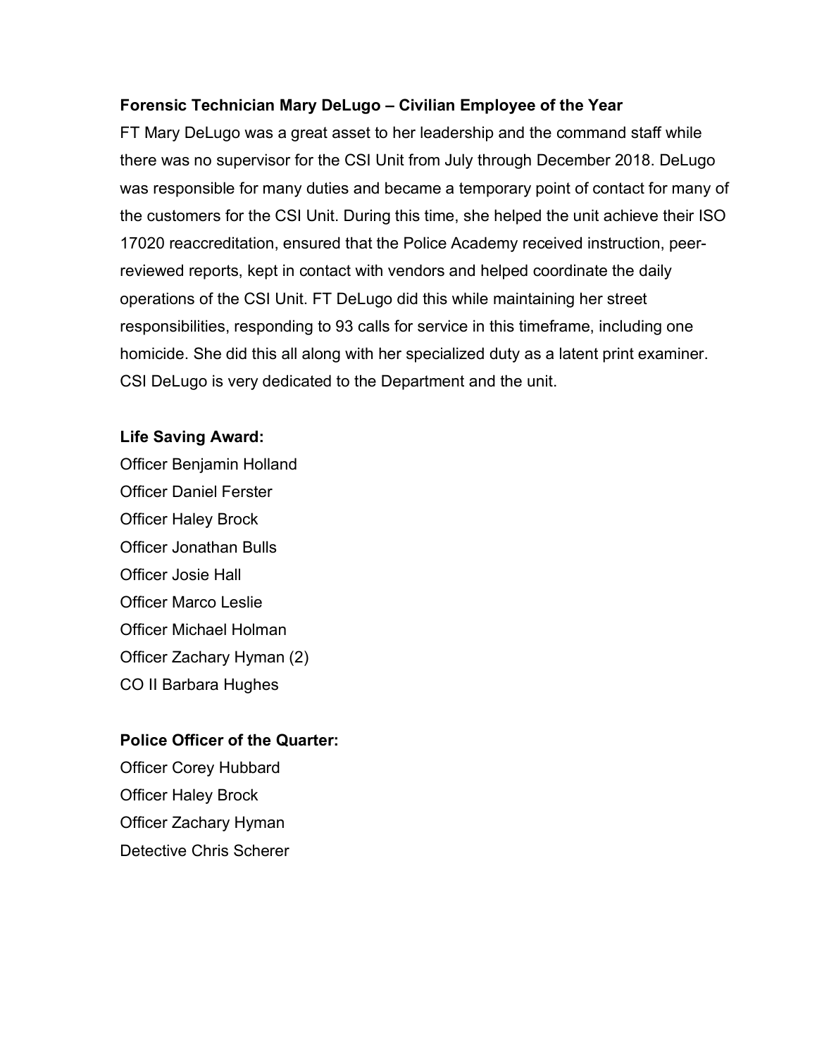**Forensic Technician Mary DeLugo – Civilian Employee of the Year**

FT Mary DeLugo was a great asset to her leadership and the command staff while there was no supervisor for the CSI Unit from July through December 2018. DeLugo was responsible for many duties and became a temporary point of contact for many of the customers for the CSI Unit. During this time, she helped the unit achieve their ISO 17020 reaccreditation, ensured that the Police Academy received instruction, peer-reviewed reports, kept in contact with vendors and helped coordinate the daily operations of the CSI Unit. FT DeLugo did this while maintaining her street responsibilities, responding to 93 calls for service in this timeframe, including one homicide. She did this all along with her specialized duty as a latent print examiner. CSI DeLugo is very dedicated to the Department and the unit.

**Life Saving Award:**

Officer Benjamin Holland
Officer Daniel Ferster
Officer Haley Brock
Officer Jonathan Bulls
Officer Josie Hall
Officer Marco Leslie
Officer Michael Holman
Officer Zachary Hyman (2)
CO II Barbara Hughes

**Police Officer of the Quarter:**

Officer Corey Hubbard
Officer Haley Brock
Officer Zachary Hyman
Detective Chris Scherer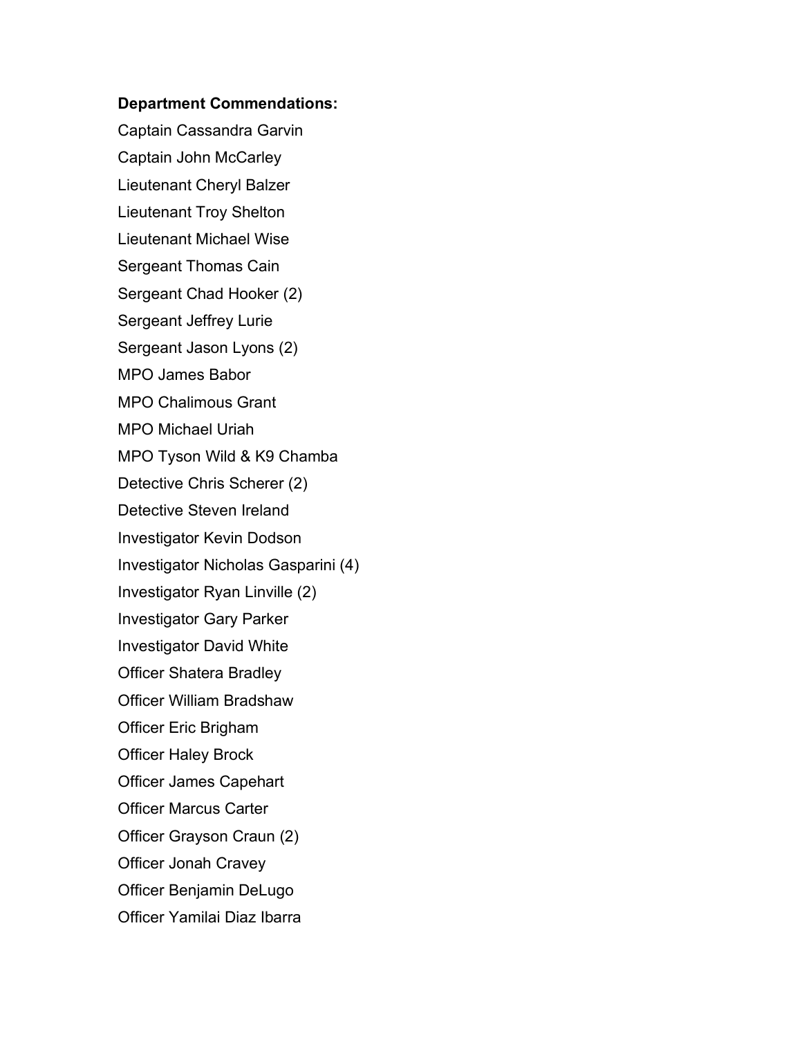**Department Commendations:**

Captain Cassandra Garvin

Captain John McCarley

Lieutenant Cheryl Balzer

Lieutenant Troy Shelton

Lieutenant Michael Wise

Sergeant Thomas Cain

Sergeant Chad Hooker (2)

Sergeant Jeffrey Lurie

Sergeant Jason Lyons (2)

MPO James Babor

MPO Chalimous Grant

MPO Michael Uriah

MPO Tyson Wild & K9 Chamba

Detective Chris Scherer (2)

Detective Steven Ireland

Investigator Kevin Dodson

Investigator Nicholas Gasparini (4)

Investigator Ryan Linville (2)

Investigator Gary Parker

Investigator David White

Officer Shatera Bradley

Officer William Bradshaw

Officer Eric Brigham

Officer Haley Brock

Officer James Capehart

Officer Marcus Carter

Officer Grayson Craun (2)

Officer Jonah Cravey

Officer Benjamin DeLugo

Officer Yamilai Diaz Ibarra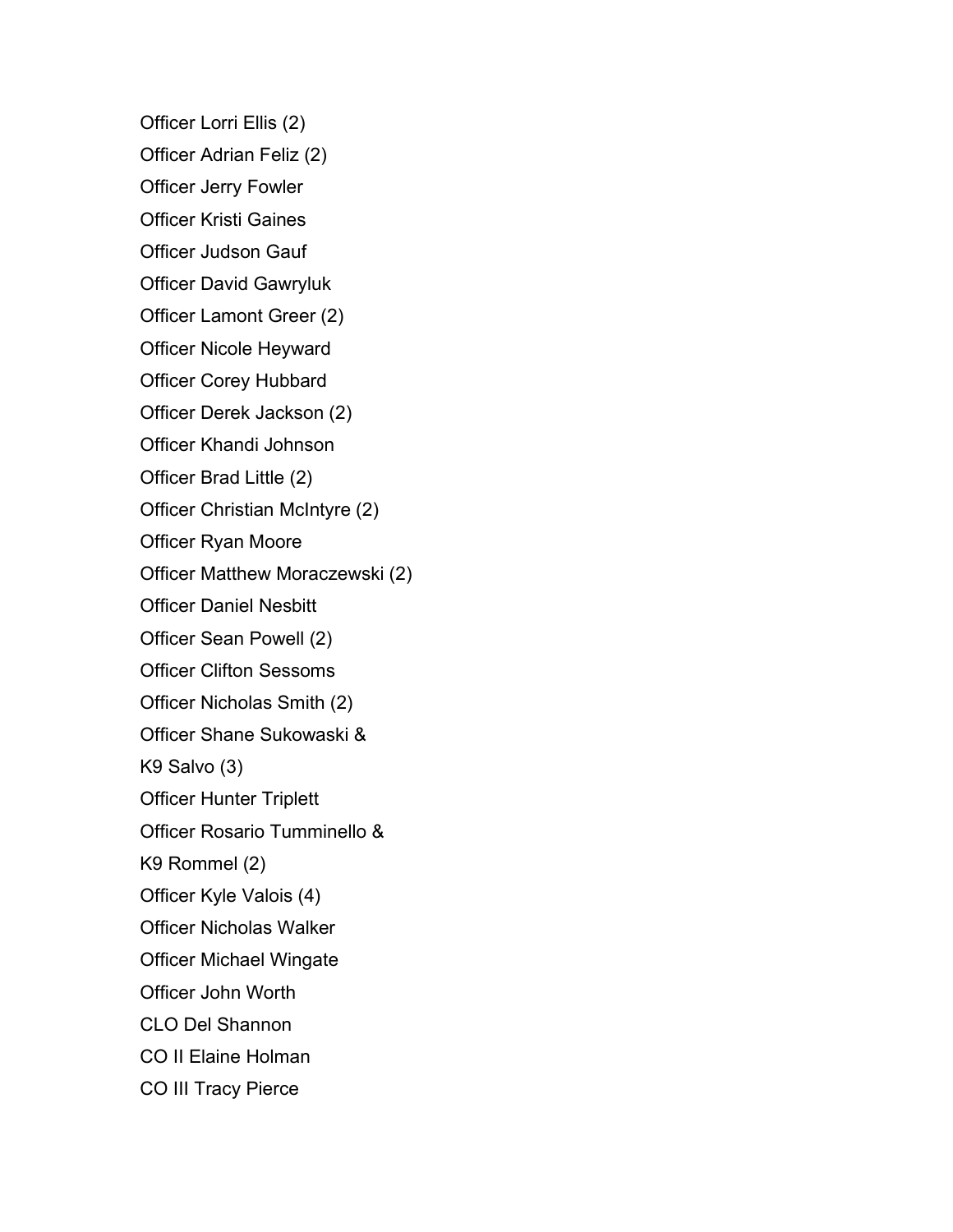Officer Lorri Ellis (2)

Officer Adrian Feliz (2)

Officer Jerry Fowler

Officer Kristi Gaines

Officer Judson Gauf

Officer David Gawryluk

Officer Lamont Greer (2)

Officer Nicole Heyward

Officer Corey Hubbard

Officer Derek Jackson (2)

Officer Khandi Johnson

Officer Brad Little (2)

Officer Christian McIntyre (2)

Officer Ryan Moore

Officer Matthew Moraczewski (2)

Officer Daniel Nesbitt

Officer Sean Powell (2)

Officer Clifton Sessoms

Officer Nicholas Smith (2)

Officer Shane Sukowaski &

K9 Salvo (3)

Officer Hunter Triplett

Officer Rosario Tumminello &

K9 Rommel (2)

Officer Kyle Valois (4)

Officer Nicholas Walker

Officer Michael Wingate

Officer John Worth

CLO Del Shannon

CO II Elaine Holman

CO III Tracy Pierce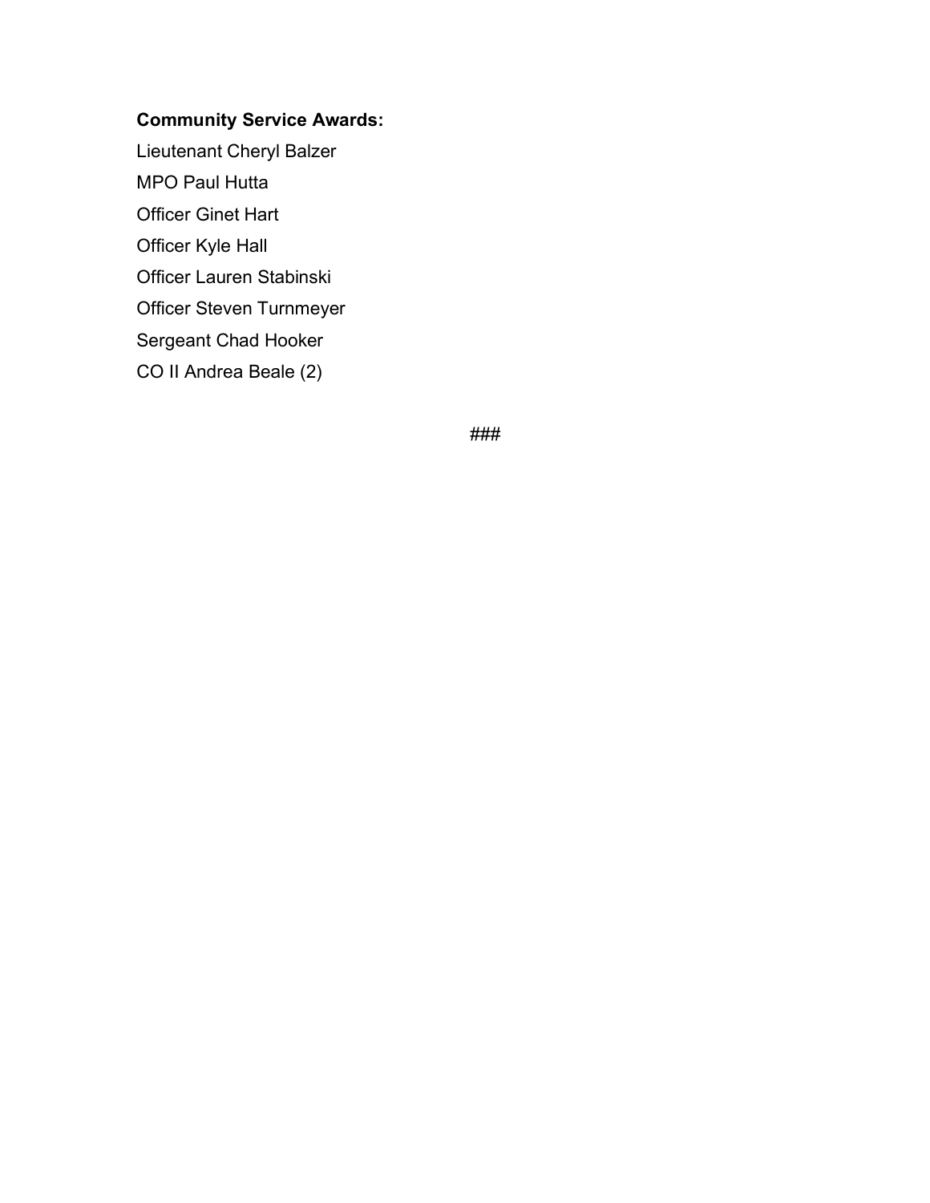**Community Service Awards:**

Lieutenant Cheryl Balzer

MPO Paul Hutta

Officer Ginet Hart

Officer Kyle Hall

Officer Lauren Stabinski

Officer Steven Turnmeyer

Sergeant Chad Hooker

CO II Andrea Beale (2)

###